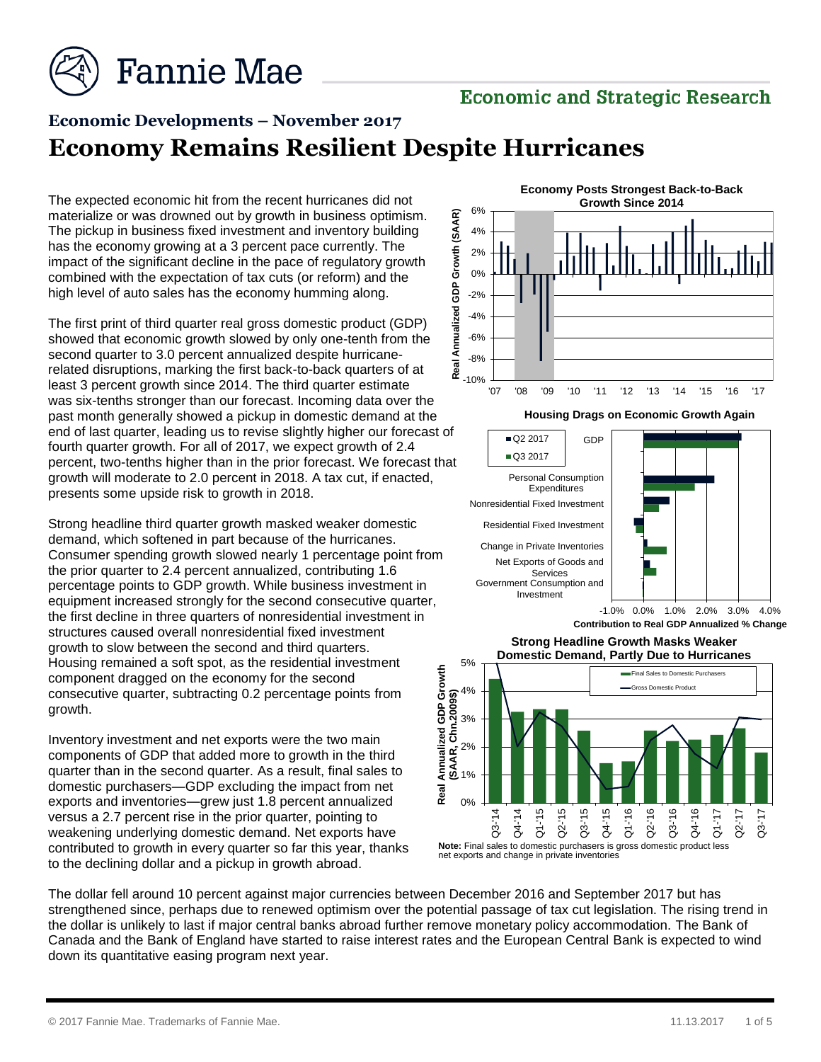# Economic Developments – November 2017

## Economy Remains Resilient Despite Hurricanes

The expected economic hit from the recent hurricanes did not materialize or was drowned out by growth in business optimism. The pickup in business fixed investment and inventory building has the economy growing at a 3 percent pace currently. The impact of the significant decline in the pace of regulatory growth combined with the expectation of tax cuts (or reform) and the high level of auto sales has the economy humming along.

The first print of third quarter real gross domestic product (GDP) showed that economic growth slowed by only one-tenth from the second quarter to 3.0 percent annualized despite hurricane-related disruptions, marking the first back-to-back quarters of at least 3 percent growth since 2014. The third quarter estimate was six-tenths stronger than our forecast. Incoming data over the past month generally showed a pickup in domestic demand at the end of last quarter, leading us to revise slightly higher our forecast of fourth quarter growth. For all of 2017, we expect growth of 2.4 percent, two-tenths higher than in the prior forecast. We forecast that growth will moderate to 2.0 percent in 2018. A tax cut, if enacted, presents some upside risk to growth in 2018.

Strong headline third quarter growth masked weaker domestic demand, which softened in part because of the hurricanes. Consumer spending growth slowed nearly 1 percentage point from the prior quarter to 2.4 percent annualized, contributing 1.6 percentage points to GDP growth. While business investment in equipment increased strongly for the second consecutive quarter, the first decline in three quarters of nonresidential investment in structures caused overall nonresidential fixed investment growth to slow between the second and third quarters. Housing remained a soft spot, as the residential investment component dragged on the economy for the second consecutive quarter, subtracting 0.2 percentage points from growth.

Inventory investment and net exports were the two main components of GDP that added more to growth in the third quarter than in the second quarter. As a result, final sales to domestic purchasers—GDP excluding the impact from net exports and inventories—grew just 1.8 percent annualized versus a 2.7 percent rise in the prior quarter, pointing to weakening underlying domestic demand. Net exports have contributed to growth in every quarter so far this year, thanks to the declining dollar and a pickup in growth abroad.

**Economy Posts Strongest Back-to-Back Growth Since 2014**

**Housing Drags on Economic Growth Again**

**Strong Headline Growth Masks Weaker Domestic Demand, Partly Due to Hurricanes**

**Note:** Final sales to domestic purchasers is gross domestic product less net exports and change in private inventories

The dollar fell around 10 percent against major currencies between December 2016 and September 2017 but has strengthened since, perhaps due to renewed optimism over the potential passage of tax cut legislation. The rising trend in the dollar is unlikely to last if major central banks abroad further remove monetary policy accommodation. The Bank of Canada and the Bank of England have started to raise interest rates and the European Central Bank is expected to wind down its quantitative easing program next year.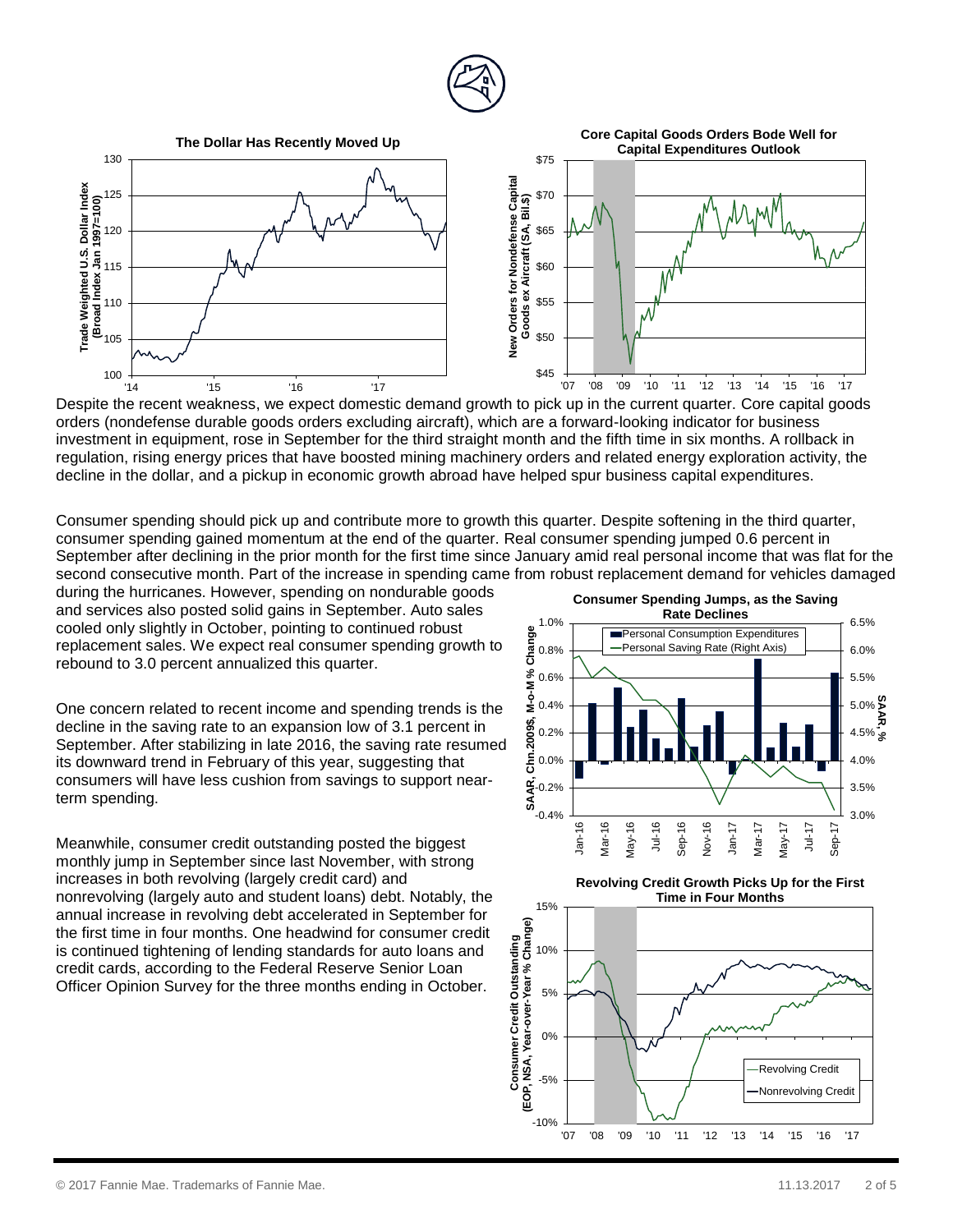**The Dollar Has Recently Moved Up**

**Core Capital Goods Orders Bode Well for Capital Expenditures Outlook**

Despite the recent weakness, we expect domestic demand growth to pick up in the current quarter. Core capital goods orders (nondefense durable goods orders excluding aircraft), which are a forward-looking indicator for business investment in equipment, rose in September for the third straight month and the fifth time in six months. A rollback in regulation, rising energy prices that have boosted mining machinery orders and related energy exploration activity, the decline in the dollar, and a pickup in economic growth abroad have helped spur business capital expenditures.

Consumer spending should pick up and contribute more to growth this quarter. Despite softening in the third quarter, consumer spending gained momentum at the end of the quarter. Real consumer spending jumped 0.6 percent in September after declining in the prior month for the first time since January amid real personal income that was flat for the second consecutive month. Part of the increase in spending came from robust replacement demand for vehicles damaged during the hurricanes. However, spending on nondurable goods and services also posted solid gains in September. Auto sales cooled only slightly in October, pointing to continued robust replacement sales. We expect real consumer spending growth to rebound to 3.0 percent annualized this quarter.

**Consumer Spending Jumps, as the Saving Rate Declines**

One concern related to recent income and spending trends is the decline in the saving rate to an expansion low of 3.1 percent in September. After stabilizing in late 2016, the saving rate resumed its downward trend in February of this year, suggesting that consumers will have less cushion from savings to support near-term spending.

Meanwhile, consumer credit outstanding posted the biggest monthly jump in September since last November, with strong increases in both revolving (largely credit card) and nonrevolving (largely auto and student loans) debt. Notably, the annual increase in revolving debt accelerated in September for the first time in four months. One headwind for consumer credit is continued tightening of lending standards for auto loans and credit cards, according to the Federal Reserve Senior Loan Officer Opinion Survey for the three months ending in October.

**Revolving Credit Growth Picks Up for the First Time in Four Months**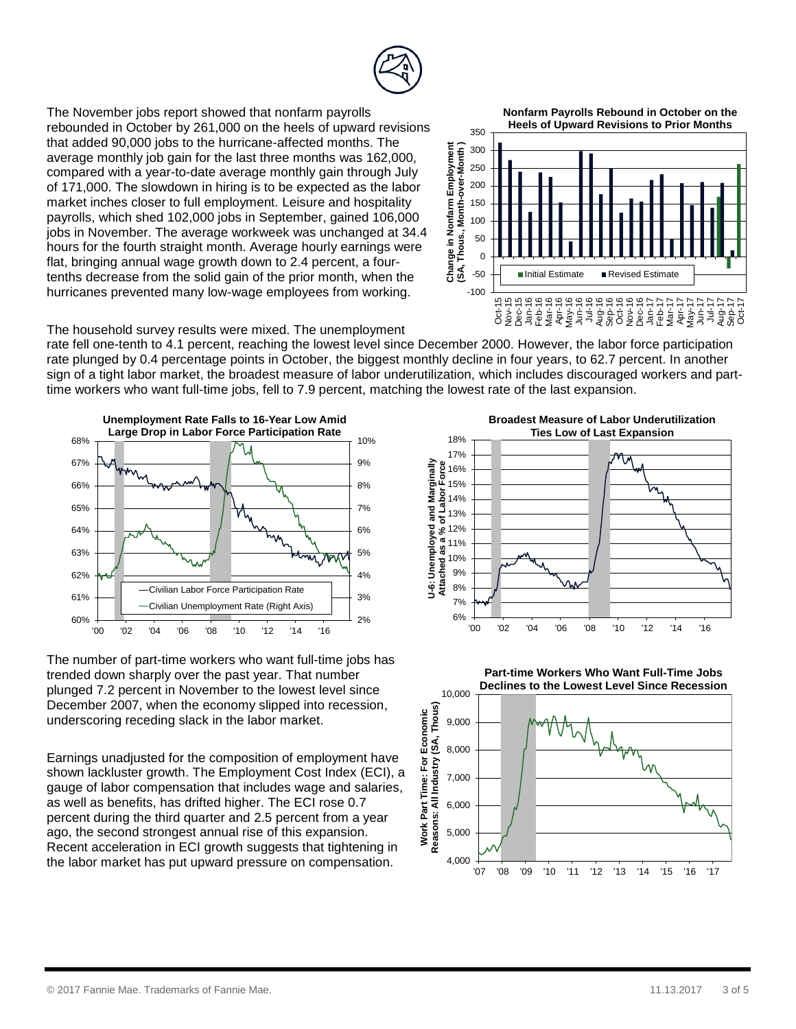The November jobs report showed that nonfarm payrolls rebounded in October by 261,000 on the heels of upward revisions that added 90,000 jobs to the hurricane-affected months. The average monthly job gain for the last three months was 162,000, compared with a year-to-date average monthly gain through July of 171,000. The slowdown in hiring is to be expected as the labor market inches closer to full employment. Leisure and hospitality payrolls, which shed 102,000 jobs in September, gained 106,000 jobs in November. The average workweek was unchanged at 34.4 hours for the fourth straight month. Average hourly earnings were flat, bringing annual wage growth down to 2.4 percent, a four-tenths decrease from the solid gain of the prior month, when the hurricanes prevented many low-wage employees from working.

**Nonfarm Payrolls Rebound in October on the Heels of Upward Revisions to Prior Months**

The household survey results were mixed. The unemployment rate fell one-tenth to 4.1 percent, reaching the lowest level since December 2000. However, the labor force participation rate plunged by 0.4 percentage points in October, the biggest monthly decline in four years, to 62.7 percent. In another sign of a tight labor market, the broadest measure of labor underutilization, which includes discouraged workers and part-time workers who want full-time jobs, fell to 7.9 percent, matching the lowest rate of the last expansion.

**Unemployment Rate Falls to 16-Year Low Amid Large Drop in Labor Force Participation Rate**

**Broadest Measure of Labor Underutilization Ties Low of Last Expansion**

The number of part-time workers who want full-time jobs has trended down sharply over the past year. That number plunged 7.2 percent in November to the lowest level since December 2007, when the economy slipped into recession, underscoring receding slack in the labor market.

**Part-time Workers Who Want Full-Time Jobs Declines to the Lowest Level Since Recession**

Earnings unadjusted for the composition of employment have shown lackluster growth. The Employment Cost Index (ECI), a gauge of labor compensation that includes wage and salaries, as well as benefits, has drifted higher. The ECI rose 0.7 percent during the third quarter and 2.5 percent from a year ago, the second strongest annual rise of this expansion. Recent acceleration in ECI growth suggests that tightening in the labor market has put upward pressure on compensation.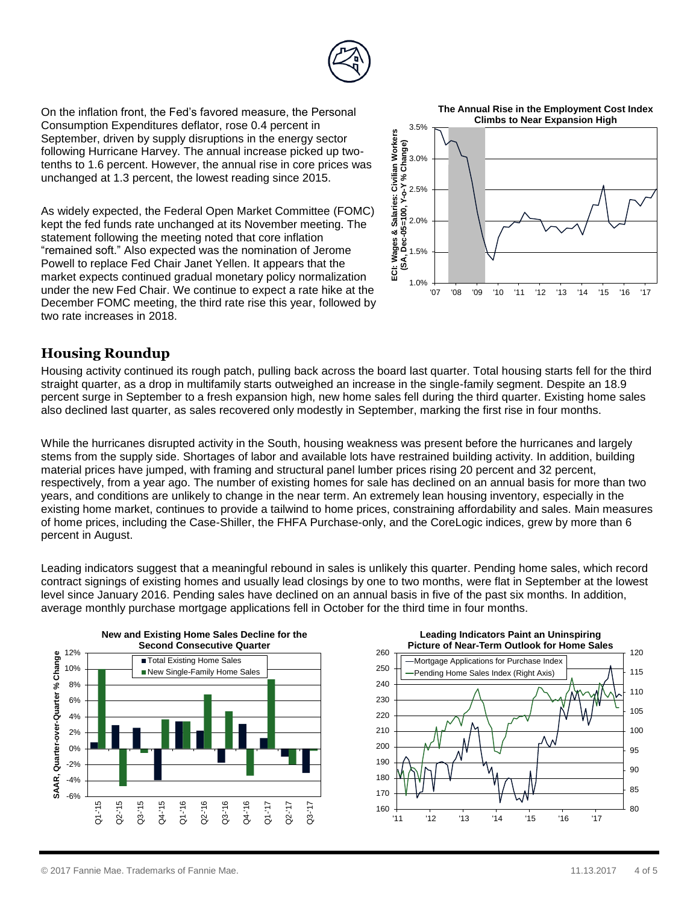On the inflation front, the Fed's favored measure, the Personal Consumption Expenditures deflator, rose 0.4 percent in September, driven by supply disruptions in the energy sector following Hurricane Harvey. The annual increase picked up two-tenths to 1.6 percent. However, the annual rise in core prices was unchanged at 1.3 percent, the lowest reading since 2015.

As widely expected, the Federal Open Market Committee (FOMC) kept the fed funds rate unchanged at its November meeting. The statement following the meeting noted that core inflation "remained soft." Also expected was the nomination of Jerome Powell to replace Fed Chair Janet Yellen. It appears that the market expects continued gradual monetary policy normalization under the new Fed Chair. We continue to expect a rate hike at the December FOMC meeting, the third rate rise this year, followed by two rate increases in 2018.

**The Annual Rise in the Employment Cost Index Climbs to Near Expansion High**

## Housing Roundup

Housing activity continued its rough patch, pulling back across the board last quarter. Total housing starts fell for the third straight quarter, as a drop in multifamily starts outweighed an increase in the single-family segment. Despite an 18.9 percent surge in September to a fresh expansion high, new home sales fell during the third quarter. Existing home sales also declined last quarter, as sales recovered only modestly in September, marking the first rise in four months.

While the hurricanes disrupted activity in the South, housing weakness was present before the hurricanes and largely stems from the supply side. Shortages of labor and available lots have restrained building activity. In addition, building material prices have jumped, with framing and structural panel lumber prices rising 20 percent and 32 percent, respectively, from a year ago. The number of existing homes for sale has declined on an annual basis for more than two years, and conditions are unlikely to change in the near term. An extremely lean housing inventory, especially in the existing home market, continues to provide a tailwind to home prices, constraining affordability and sales. Main measures of home prices, including the Case-Shiller, the FHFA Purchase-only, and the CoreLogic indices, grew by more than 6 percent in August.

Leading indicators suggest that a meaningful rebound in sales is unlikely this quarter. Pending home sales, which record contract signings of existing homes and usually lead closings by one to two months, were flat in September at the lowest level since January 2016. Pending sales have declined on an annual basis in five of the past six months. In addition, average monthly purchase mortgage applications fell in October for the third time in four months.

**New and Existing Home Sales Decline for the Second Consecutive Quarter**

**Leading Indicators Paint an Uninspiring Picture of Near-Term Outlook for Home Sales**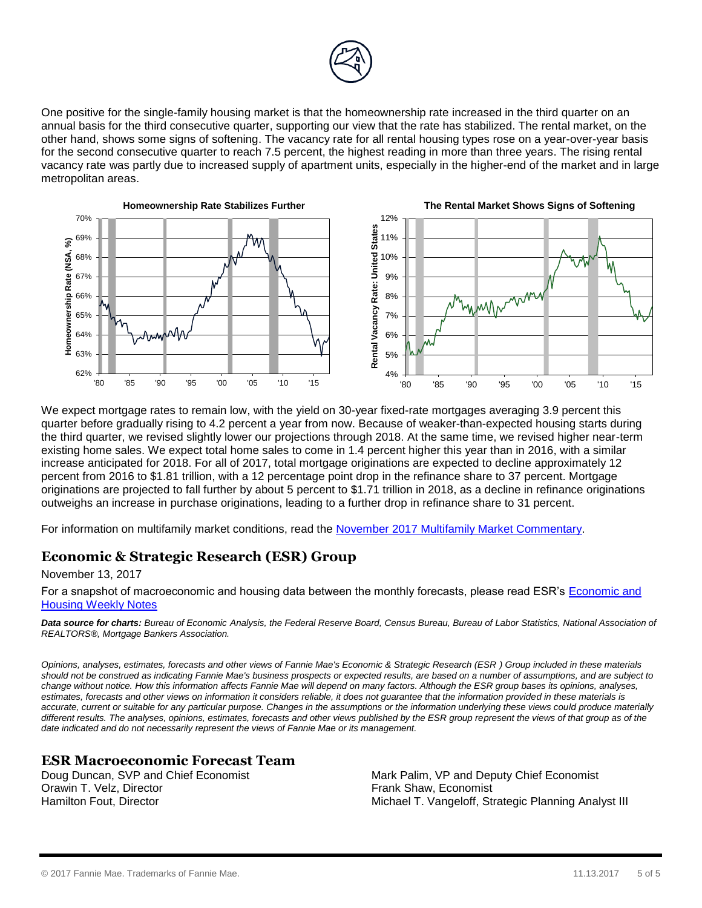One positive for the single-family housing market is that the homeownership rate increased in the third quarter on an annual basis for the third consecutive quarter, supporting our view that the rate has stabilized. The rental market, on the other hand, shows some signs of softening. The vacancy rate for all rental housing types rose on a year-over-year basis for the second consecutive quarter to reach 7.5 percent, the highest reading in more than three years. The rising rental vacancy rate was partly due to increased supply of apartment units, especially in the higher-end of the market and in large metropolitan areas.

**Homeownership Rate Stabilizes Further**

Homeownership Rate (NSA, %)

70%
69%
68%
67%
66%
65%
64%
63%
62%

'80 '85 '90 '95 '00 '05 '10 '15

**The Rental Market Shows Signs of Softening**

Rental Vacancy Rate: United States

12%
11%
10%
9%
8%
7%
6%
5%
4%

'80 '85 '90 '95 '00 '05 '10 '15

We expect mortgage rates to remain low, with the yield on 30-year fixed-rate mortgages averaging 3.9 percent this quarter before gradually rising to 4.2 percent a year from now. Because of weaker-than-expected housing starts during the third quarter, we revised slightly lower our projections through 2018. At the same time, we revised higher near-term existing home sales. We expect total home sales to come in 1.4 percent higher this year than in 2016, with a similar increase anticipated for 2018. For all of 2017, total mortgage originations are expected to decline approximately 12 percent from 2016 to $1.81 trillion, with a 12 percentage point drop in the refinance share to 37 percent. Mortgage originations are projected to fall further by about 5 percent to $1.71 trillion in 2018, as a decline in refinance originations outweighs an increase in purchase originations, leading to a further drop in refinance share to 31 percent.

For information on multifamily market conditions, read the [November 2017 Multifamily Market Commentary](#).

## Economic & Strategic Research (ESR) Group

November 13, 2017

For a snapshot of macroeconomic and housing data between the monthly forecasts, please read ESR's [Economic and Housing Weekly Notes](#)

***Data source for charts:*** *Bureau of Economic Analysis, the Federal Reserve Board, Census Bureau, Bureau of Labor Statistics, National Association of REALTORS®, Mortgage Bankers Association.*

*Opinions, analyses, estimates, forecasts and other views of Fannie Mae's Economic & Strategic Research (ESR ) Group included in these materials should not be construed as indicating Fannie Mae's business prospects or expected results, are based on a number of assumptions, and are subject to change without notice. How this information affects Fannie Mae will depend on many factors. Although the ESR group bases its opinions, analyses, estimates, forecasts and other views on information it considers reliable, it does not guarantee that the information provided in these materials is accurate, current or suitable for any particular purpose. Changes in the assumptions or the information underlying these views could produce materially different results. The analyses, opinions, estimates, forecasts and other views published by the ESR group represent the views of that group as of the date indicated and do not necessarily represent the views of Fannie Mae or its management.*

## ESR Macroeconomic Forecast Team

Doug Duncan, SVP and Chief Economist
Orawin T. Velz, Director
Hamilton Fout, Director
Mark Palim, VP and Deputy Chief Economist
Frank Shaw, Economist
Michael T. Vangeloff, Strategic Planning Analyst III

© 2017 Fannie Mae. Trademarks of Fannie Mae.